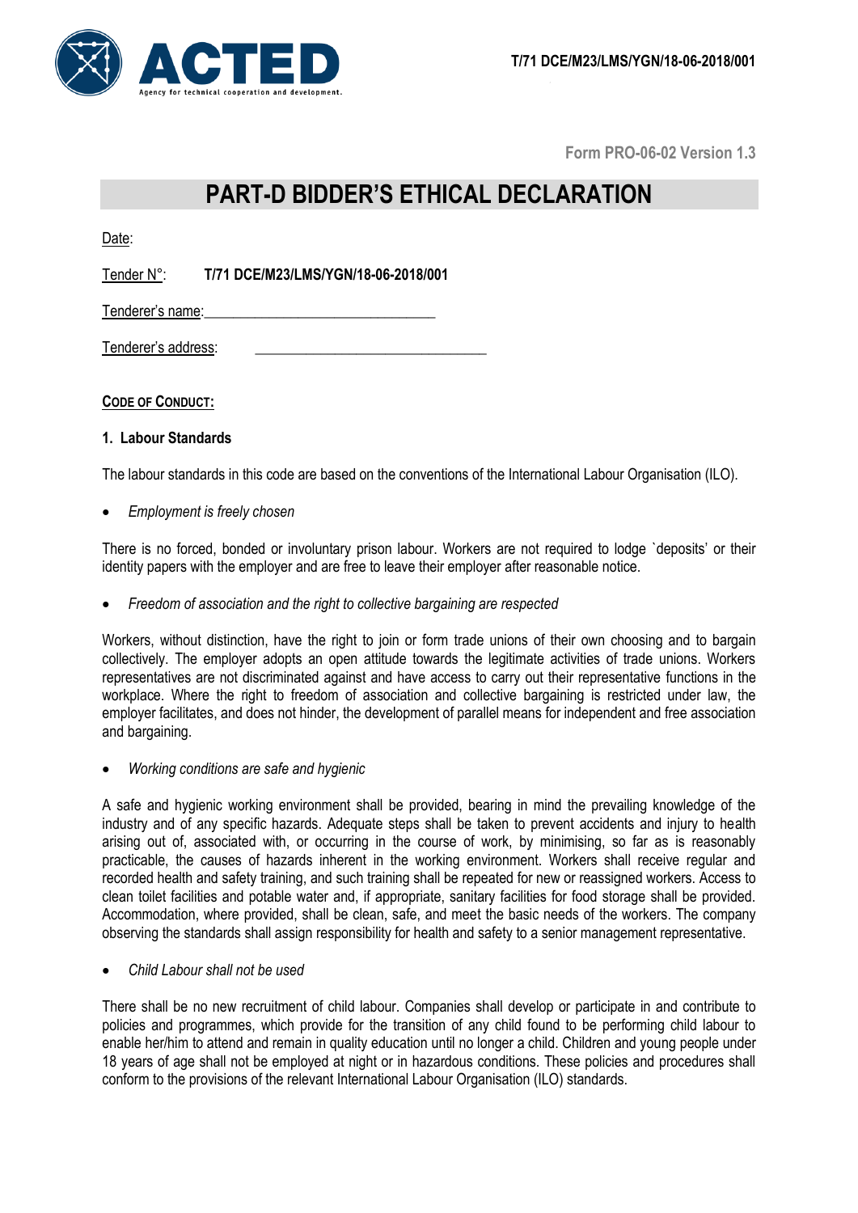T/71 DCE/M23/LMS/YGN/18-06-2018/001

Form PRO-06-02 Version 1.3

# PART-D BIDDER'S ETHICAL DECLARATION

Date:

Tender N°: **T/71 DCE/M23/LMS/YGN/18-06-2018/001**

Tenderer's name:_______________________________

Tenderer's address: _______________________________

**CODE OF CONDUCT:**

### 1. Labour Standards

The labour standards in this code are based on the conventions of the International Labour Organisation (ILO).

- *Employment is freely chosen*

There is no forced, bonded or involuntary prison labour. Workers are not required to lodge `deposits' or their identity papers with the employer and are free to leave their employer after reasonable notice.

- *Freedom of association and the right to collective bargaining are respected*

Workers, without distinction, have the right to join or form trade unions of their own choosing and to bargain collectively. The employer adopts an open attitude towards the legitimate activities of trade unions. Workers representatives are not discriminated against and have access to carry out their representative functions in the workplace. Where the right to freedom of association and collective bargaining is restricted under law, the employer facilitates, and does not hinder, the development of parallel means for independent and free association and bargaining.

- *Working conditions are safe and hygienic*

A safe and hygienic working environment shall be provided, bearing in mind the prevailing knowledge of the industry and of any specific hazards. Adequate steps shall be taken to prevent accidents and injury to health arising out of, associated with, or occurring in the course of work, by minimising, so far as is reasonably practicable, the causes of hazards inherent in the working environment. Workers shall receive regular and recorded health and safety training, and such training shall be repeated for new or reassigned workers. Access to clean toilet facilities and potable water and, if appropriate, sanitary facilities for food storage shall be provided. Accommodation, where provided, shall be clean, safe, and meet the basic needs of the workers. The company observing the standards shall assign responsibility for health and safety to a senior management representative.

- *Child Labour shall not be used*

There shall be no new recruitment of child labour. Companies shall develop or participate in and contribute to policies and programmes, which provide for the transition of any child found to be performing child labour to enable her/him to attend and remain in quality education until no longer a child. Children and young people under 18 years of age shall not be employed at night or in hazardous conditions. These policies and procedures shall conform to the provisions of the relevant International Labour Organisation (ILO) standards.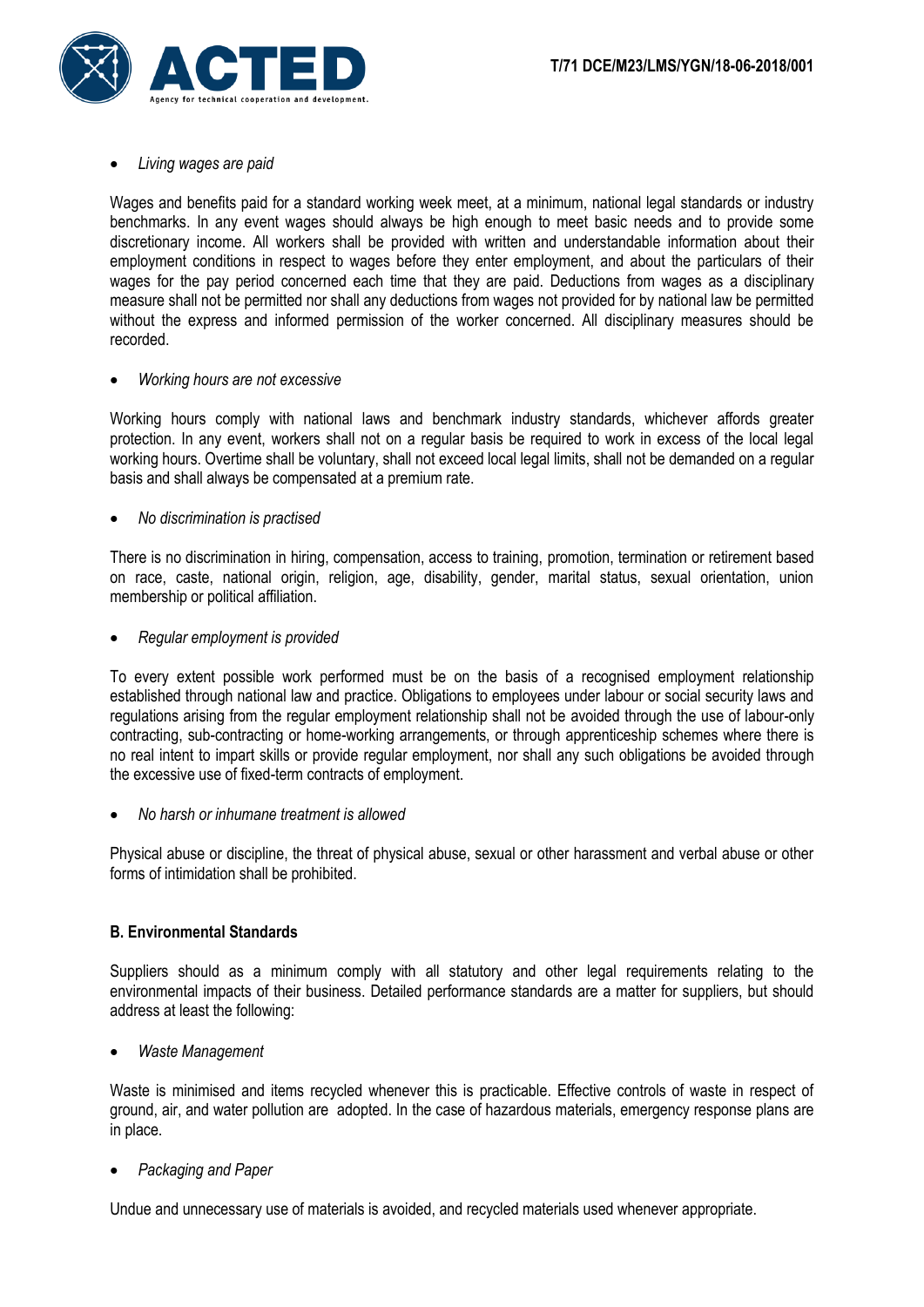- *Living wages are paid*

Wages and benefits paid for a standard working week meet, at a minimum, national legal standards or industry benchmarks. In any event wages should always be high enough to meet basic needs and to provide some discretionary income. All workers shall be provided with written and understandable information about their employment conditions in respect to wages before they enter employment, and about the particulars of their wages for the pay period concerned each time that they are paid. Deductions from wages as a disciplinary measure shall not be permitted nor shall any deductions from wages not provided for by national law be permitted without the express and informed permission of the worker concerned. All disciplinary measures should be recorded.

- *Working hours are not excessive*

Working hours comply with national laws and benchmark industry standards, whichever affords greater protection. In any event, workers shall not on a regular basis be required to work in excess of the local legal working hours. Overtime shall be voluntary, shall not exceed local legal limits, shall not be demanded on a regular basis and shall always be compensated at a premium rate.

- *No discrimination is practised*

There is no discrimination in hiring, compensation, access to training, promotion, termination or retirement based on race, caste, national origin, religion, age, disability, gender, marital status, sexual orientation, union membership or political affiliation.

- *Regular employment is provided*

To every extent possible work performed must be on the basis of a recognised employment relationship established through national law and practice. Obligations to employees under labour or social security laws and regulations arising from the regular employment relationship shall not be avoided through the use of labour-only contracting, sub-contracting or home-working arrangements, or through apprenticeship schemes where there is no real intent to impart skills or provide regular employment, nor shall any such obligations be avoided through the excessive use of fixed-term contracts of employment.

- *No harsh or inhumane treatment is allowed*

Physical abuse or discipline, the threat of physical abuse, sexual or other harassment and verbal abuse or other forms of intimidation shall be prohibited.

**B. Environmental Standards**

Suppliers should as a minimum comply with all statutory and other legal requirements relating to the environmental impacts of their business. Detailed performance standards are a matter for suppliers, but should address at least the following:

- *Waste Management*

Waste is minimised and items recycled whenever this is practicable. Effective controls of waste in respect of ground, air, and water pollution are adopted. In the case of hazardous materials, emergency response plans are in place.

- *Packaging and Paper*

Undue and unnecessary use of materials is avoided, and recycled materials used whenever appropriate.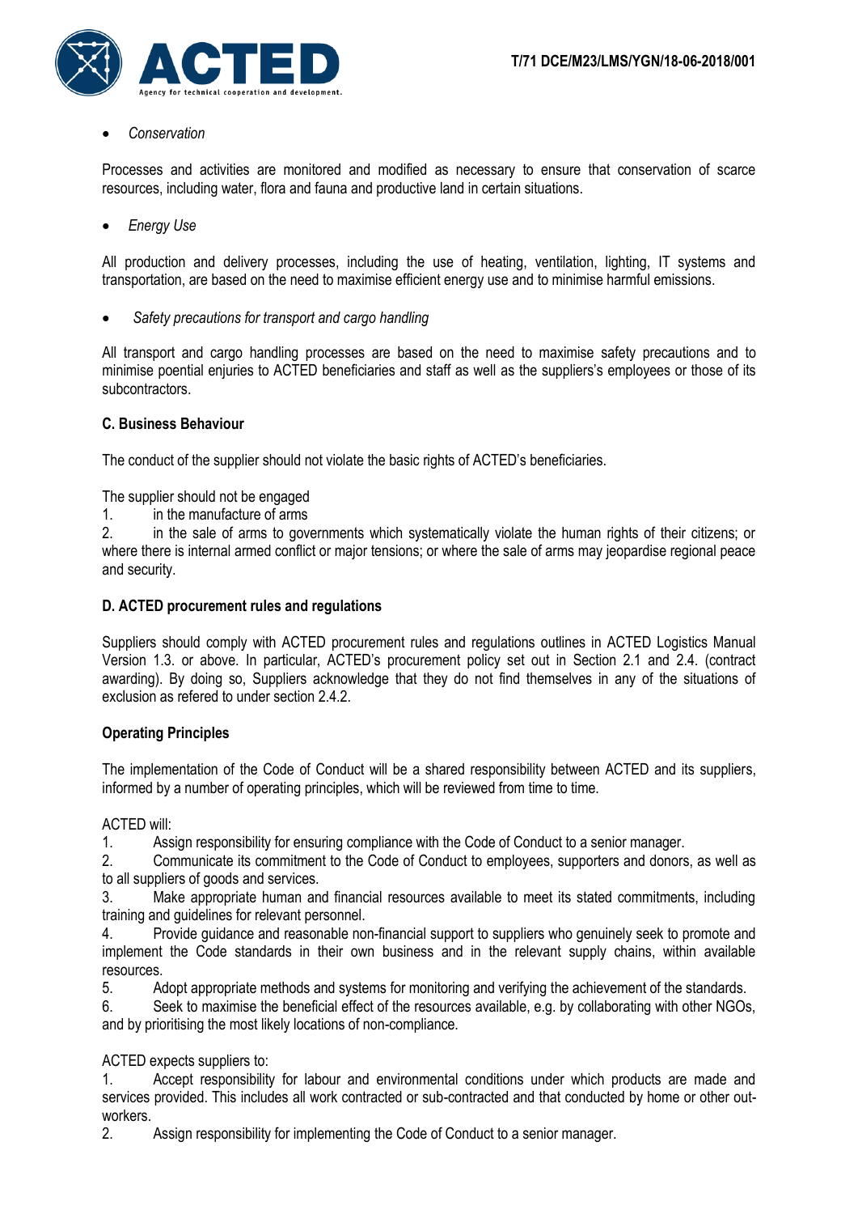- *Conservation*

Processes and activities are monitored and modified as necessary to ensure that conservation of scarce resources, including water, flora and fauna and productive land in certain situations.

- *Energy Use*

All production and delivery processes, including the use of heating, ventilation, lighting, IT systems and transportation, are based on the need to maximise efficient energy use and to minimise harmful emissions.

- *Safety precautions for transport and cargo handling*

All transport and cargo handling processes are based on the need to maximise safety precautions and to minimise poential enjuries to ACTED beneficiaries and staff as well as the suppliers's employees or those of its subcontractors.

**C. Business Behaviour**

The conduct of the supplier should not violate the basic rights of ACTED's beneficiaries.

The supplier should not be engaged

1. in the manufacture of arms
2. in the sale of arms to governments which systematically violate the human rights of their citizens; or where there is internal armed conflict or major tensions; or where the sale of arms may jeopardise regional peace and security.

**D. ACTED procurement rules and regulations**

Suppliers should comply with ACTED procurement rules and regulations outlines in ACTED Logistics Manual Version 1.3. or above. In particular, ACTED's procurement policy set out in Section 2.1 and 2.4. (contract awarding). By doing so, Suppliers acknowledge that they do not find themselves in any of the situations of exclusion as refered to under section 2.4.2.

**Operating Principles**

The implementation of the Code of Conduct will be a shared responsibility between ACTED and its suppliers, informed by a number of operating principles, which will be reviewed from time to time.

ACTED will:

1. Assign responsibility for ensuring compliance with the Code of Conduct to a senior manager.
2. Communicate its commitment to the Code of Conduct to employees, supporters and donors, as well as to all suppliers of goods and services.
3. Make appropriate human and financial resources available to meet its stated commitments, including training and guidelines for relevant personnel.
4. Provide guidance and reasonable non-financial support to suppliers who genuinely seek to promote and implement the Code standards in their own business and in the relevant supply chains, within available resources.
5. Adopt appropriate methods and systems for monitoring and verifying the achievement of the standards.
6. Seek to maximise the beneficial effect of the resources available, e.g. by collaborating with other NGOs, and by prioritising the most likely locations of non-compliance.

ACTED expects suppliers to:

1. Accept responsibility for labour and environmental conditions under which products are made and services provided. This includes all work contracted or sub-contracted and that conducted by home or other out-workers.
2. Assign responsibility for implementing the Code of Conduct to a senior manager.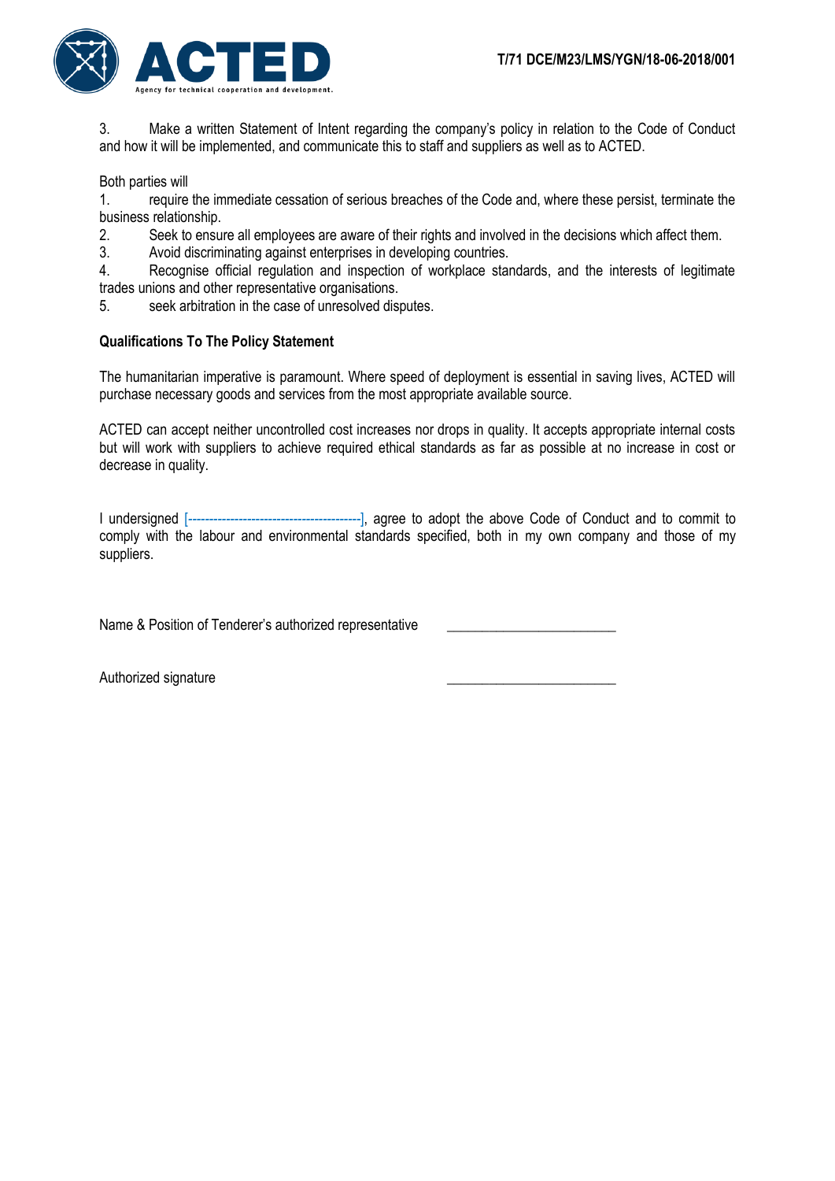3. Make a written Statement of Intent regarding the company's policy in relation to the Code of Conduct and how it will be implemented, and communicate this to staff and suppliers as well as to ACTED.

Both parties will

1. require the immediate cessation of serious breaches of the Code and, where these persist, terminate the business relationship.
2. Seek to ensure all employees are aware of their rights and involved in the decisions which affect them.
3. Avoid discriminating against enterprises in developing countries.
4. Recognise official regulation and inspection of workplace standards, and the interests of legitimate trades unions and other representative organisations.
5. seek arbitration in the case of unresolved disputes.

**Qualifications To The Policy Statement**

The humanitarian imperative is paramount. Where speed of deployment is essential in saving lives, ACTED will purchase necessary goods and services from the most appropriate available source.

ACTED can accept neither uncontrolled cost increases nor drops in quality. It accepts appropriate internal costs but will work with suppliers to achieve required ethical standards as far as possible at no increase in cost or decrease in quality.

I undersigned [----------------------------------------], agree to adopt the above Code of Conduct and to commit to comply with the labour and environmental standards specified, both in my own company and those of my suppliers.

Name & Position of Tenderer's authorized representative ________________________

Authorized signature ________________________